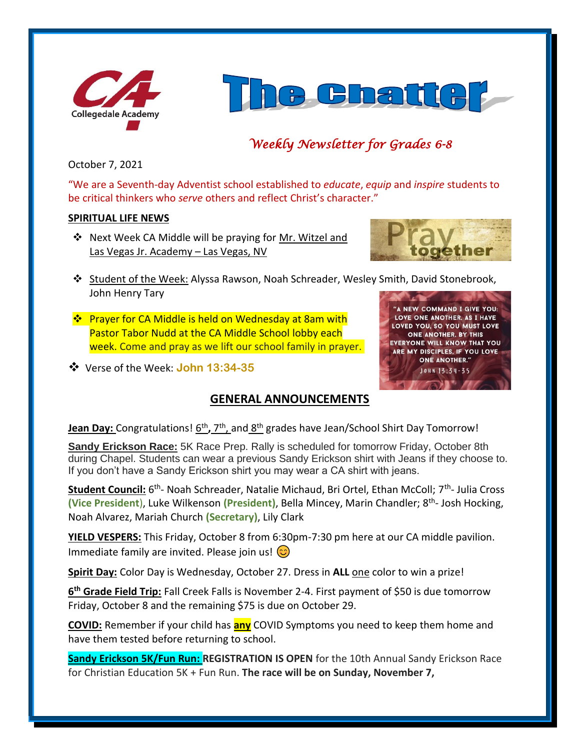# The Chatter

*Weekly Newsletter for Grades 6-8*

October 7, 2021

"We are a Seventh-day Adventist school established to *educate*, *equip* and *inspire* students to be critical thinkers who *serve* others and reflect Christ's character."

## SPIRITUAL LIFE NEWS

- Next Week CA Middle will be praying for Mr. Witzel and Las Vegas Jr. Academy – Las Vegas, NV
- Student of the Week: Alyssa Rawson, Noah Schreader, Wesley Smith, David Stonebrook, John Henry Tary
- Prayer for CA Middle is held on Wednesday at 8am with Pastor Tabor Nudd at the CA Middle School lobby each week. Come and pray as we lift our school family in prayer.
- Verse of the Week: **John 13:34-35**

"A NEW COMMAND I GIVE YOU: LOVE ONE ANOTHER. AS I HAVE LOVED YOU, SO YOU MUST LOVE ONE ANOTHER. BY THIS EVERYONE WILL KNOW THAT YOU ARE MY DISCIPLES, IF YOU LOVE ONE ANOTHER." JOHN 13:34-35

## GENERAL ANNOUNCEMENTS

**Jean Day:** Congratulations! 6th, 7th, and 8th grades have Jean/School Shirt Day Tomorrow!

**Sandy Erickson Race:** 5K Race Prep. Rally is scheduled for tomorrow Friday, October 8th during Chapel. Students can wear a previous Sandy Erickson shirt with Jeans if they choose to. If you don't have a Sandy Erickson shirt you may wear a CA shirt with jeans.

**Student Council:** 6th- Noah Schreader, Natalie Michaud, Bri Ortel, Ethan McColl; 7th- Julia Cross **(Vice President)**, Luke Wilkenson **(President)**, Bella Mincey, Marin Chandler; 8th- Josh Hocking, Noah Alvarez, Mariah Church **(Secretary)**, Lily Clark

**YIELD VESPERS:** This Friday, October 8 from 6:30pm-7:30 pm here at our CA middle pavilion. Immediate family are invited. Please join us! 😊

**Spirit Day:** Color Day is Wednesday, October 27. Dress in **ALL** one color to win a prize!

**6th Grade Field Trip:** Fall Creek Falls is November 2-4. First payment of $50 is due tomorrow Friday, October 8 and the remaining $75 is due on October 29.

**COVID:** Remember if your child has **any** COVID Symptoms you need to keep them home and have them tested before returning to school.

**Sandy Erickson 5K/Fun Run:** **REGISTRATION IS OPEN** for the 10th Annual Sandy Erickson Race for Christian Education 5K + Fun Run. **The race will be on Sunday, November 7,**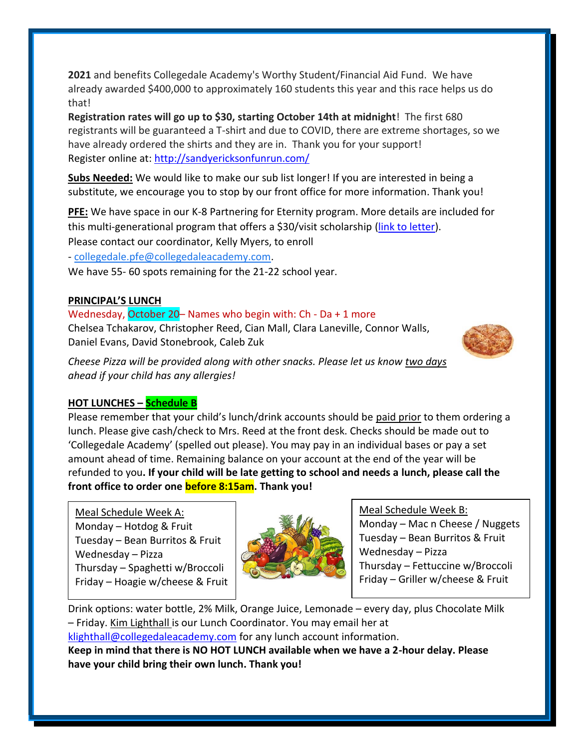**2021** and benefits Collegedale Academy's Worthy Student/Financial Aid Fund. We have already awarded $400,000 to approximately 160 students this year and this race helps us do that!

**Registration rates will go up to $30, starting October 14th at midnight**! The first 680 registrants will be guaranteed a T-shirt and due to COVID, there are extreme shortages, so we have already ordered the shirts and they are in. Thank you for your support!
Register online at: [http://sandyericksonfunrun.com/](http://sandyericksonfunrun.com/)

**Subs Needed:** We would like to make our sub list longer! If you are interested in being a substitute, we encourage you to stop by our front office for more information. Thank you!

**PFE:** We have space in our K-8 Partnering for Eternity program. More details are included for this multi-generational program that offers a $30/visit scholarship (link to letter).
Please contact our coordinator, Kelly Myers, to enroll
- collegedale.pfe@collegedaleacademy.com.
We have 55- 60 spots remaining for the 21-22 school year.

**PRINCIPAL'S LUNCH**

Wednesday, October 20– Names who begin with: Ch - Da + 1 more
Chelsea Tchakarov, Christopher Reed, Cian Mall, Clara Laneville, Connor Walls, Daniel Evans, David Stonebrook, Caleb Zuk

*Cheese Pizza will be provided along with other snacks. Please let us know two days ahead if your child has any allergies!*

**HOT LUNCHES – Schedule B**

Please remember that your child's lunch/drink accounts should be paid prior to them ordering a lunch. Please give cash/check to Mrs. Reed at the front desk. Checks should be made out to 'Collegedale Academy' (spelled out please). You may pay in an individual bases or pay a set amount ahead of time. Remaining balance on your account at the end of the year will be refunded to you**. If your child will be late getting to school and needs a lunch, please call the front office to order one before 8:15am. Thank you!**

Meal Schedule Week A:
Monday – Hotdog & Fruit
Tuesday – Bean Burritos & Fruit
Wednesday – Pizza
Thursday – Spaghetti w/Broccoli
Friday – Hoagie w/cheese & Fruit

Meal Schedule Week B:
Monday – Mac n Cheese / Nuggets
Tuesday – Bean Burritos & Fruit
Wednesday – Pizza
Thursday – Fettuccine w/Broccoli
Friday – Griller w/cheese & Fruit

Drink options: water bottle, 2% Milk, Orange Juice, Lemonade – every day, plus Chocolate Milk – Friday. Kim Lighthall is our Lunch Coordinator. You may email her at klighthall@collegedaleacademy.com for any lunch account information.

**Keep in mind that there is NO HOT LUNCH available when we have a 2-hour delay. Please have your child bring their own lunch. Thank you!**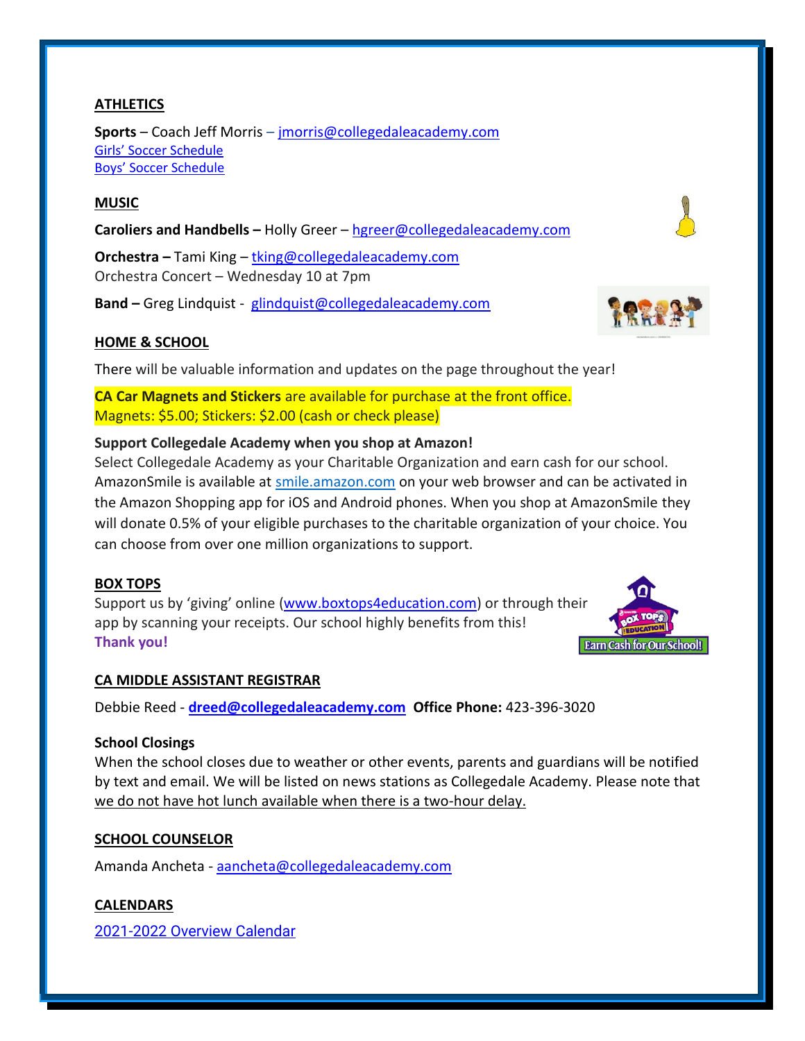## ATHLETICS

**Sports** – Coach Jeff Morris – jmorris@collegedaleacademy.com
Girls' Soccer Schedule
Boys' Soccer Schedule

## MUSIC

**Caroliers and Handbells –** Holly Greer – hgreer@collegedaleacademy.com

**Orchestra –** Tami King – tking@collegedaleacademy.com
Orchestra Concert – Wednesday 10 at 7pm

**Band –** Greg Lindquist - glindquist@collegedaleacademy.com

## HOME & SCHOOL

There will be valuable information and updates on the page throughout the year!

**CA Car Magnets and Stickers** are available for purchase at the front office.
Magnets: $5.00; Stickers: $2.00 (cash or check please)

**Support Collegedale Academy when you shop at Amazon!**
Select Collegedale Academy as your Charitable Organization and earn cash for our school. AmazonSmile is available at smile.amazon.com on your web browser and can be activated in the Amazon Shopping app for iOS and Android phones. When you shop at AmazonSmile they will donate 0.5% of your eligible purchases to the charitable organization of your choice. You can choose from over one million organizations to support.

## BOX TOPS

Support us by 'giving' online (www.boxtops4education.com) or through their app by scanning your receipts. Our school highly benefits from this!
**Thank you!**

## CA MIDDLE ASSISTANT REGISTRAR

Debbie Reed - **dreed@collegedaleacademy.com** **Office Phone:** 423-396-3020

**School Closings**
When the school closes due to weather or other events, parents and guardians will be notified by text and email. We will be listed on news stations as Collegedale Academy. Please note that we do not have hot lunch available when there is a two-hour delay.

## SCHOOL COUNSELOR

Amanda Ancheta - aancheta@collegedaleacademy.com

## CALENDARS

2021-2022 Overview Calendar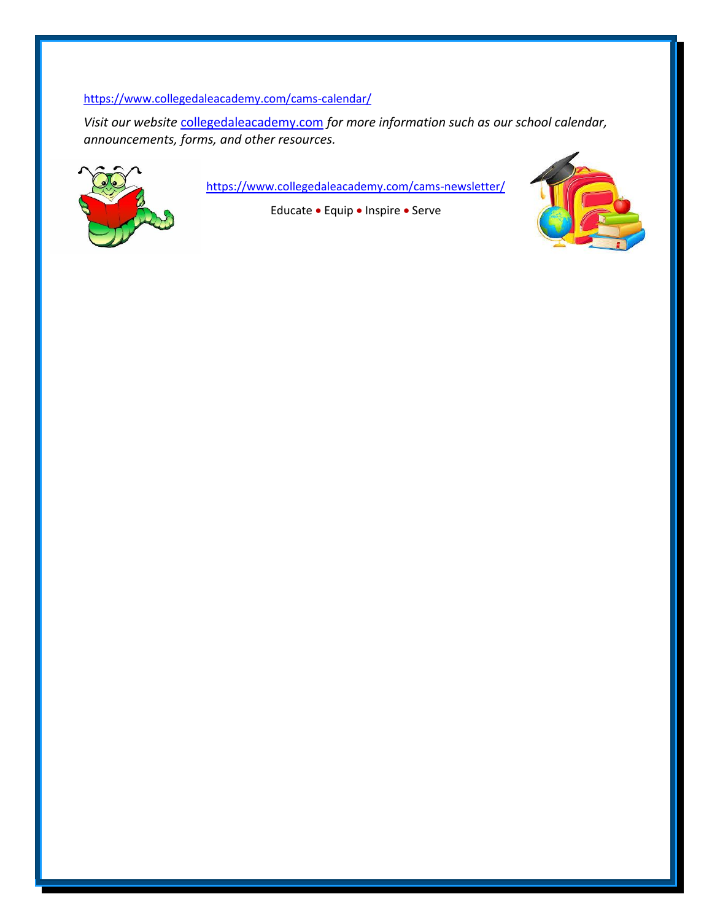https://www.collegedaleacademy.com/cams-calendar/

*Visit our website* collegedaleacademy.com *for more information such as our school calendar, announcements, forms, and other resources.*

https://www.collegedaleacademy.com/cams-newsletter/

Educate • Equip • Inspire • Serve